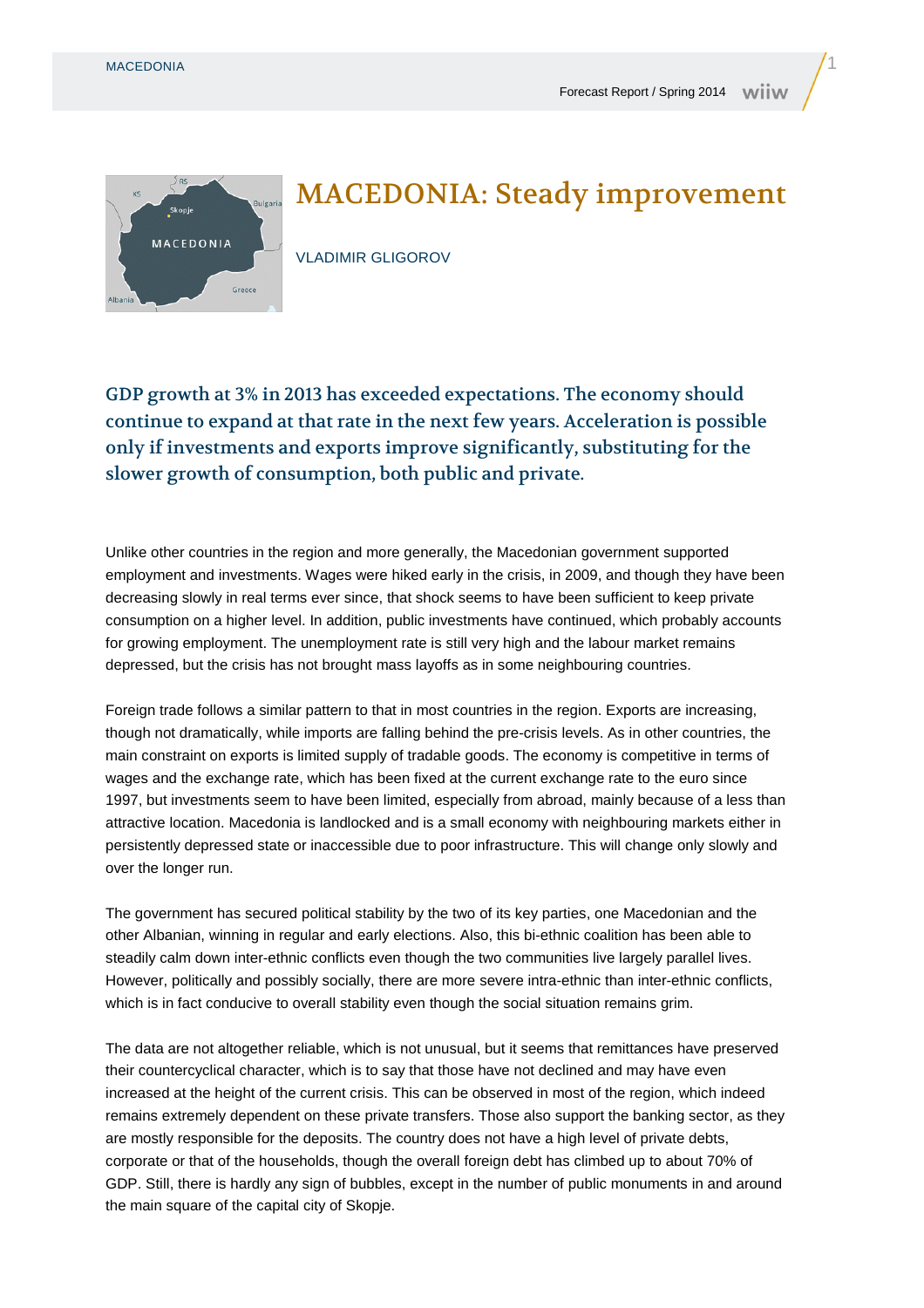# MACEDONIA: Steady improvement

VLADIMIR GLIGOROV

**GDP growth at 3% in 2013 has exceeded expectations. The economy should continue to expand at that rate in the next few years. Acceleration is possible only if investments and exports improve significantly, substituting for the slower growth of consumption, both public and private.**

Unlike other countries in the region and more generally, the Macedonian government supported employment and investments. Wages were hiked early in the crisis, in 2009, and though they have been decreasing slowly in real terms ever since, that shock seems to have been sufficient to keep private consumption on a higher level. In addition, public investments have continued, which probably accounts for growing employment. The unemployment rate is still very high and the labour market remains depressed, but the crisis has not brought mass layoffs as in some neighbouring countries.

Foreign trade follows a similar pattern to that in most countries in the region. Exports are increasing, though not dramatically, while imports are falling behind the pre-crisis levels. As in other countries, the main constraint on exports is limited supply of tradable goods. The economy is competitive in terms of wages and the exchange rate, which has been fixed at the current exchange rate to the euro since 1997, but investments seem to have been limited, especially from abroad, mainly because of a less than attractive location. Macedonia is landlocked and is a small economy with neighbouring markets either in persistently depressed state or inaccessible due to poor infrastructure. This will change only slowly and over the longer run.

The government has secured political stability by the two of its key parties, one Macedonian and the other Albanian, winning in regular and early elections. Also, this bi-ethnic coalition has been able to steadily calm down inter-ethnic conflicts even though the two communities live largely parallel lives. However, politically and possibly socially, there are more severe intra-ethnic than inter-ethnic conflicts, which is in fact conducive to overall stability even though the social situation remains grim.

The data are not altogether reliable, which is not unusual, but it seems that remittances have preserved their countercyclical character, which is to say that those have not declined and may have even increased at the height of the current crisis. This can be observed in most of the region, which indeed remains extremely dependent on these private transfers. Those also support the banking sector, as they are mostly responsible for the deposits. The country does not have a high level of private debts, corporate or that of the households, though the overall foreign debt has climbed up to about 70% of GDP. Still, there is hardly any sign of bubbles, except in the number of public monuments in and around the main square of the capital city of Skopje.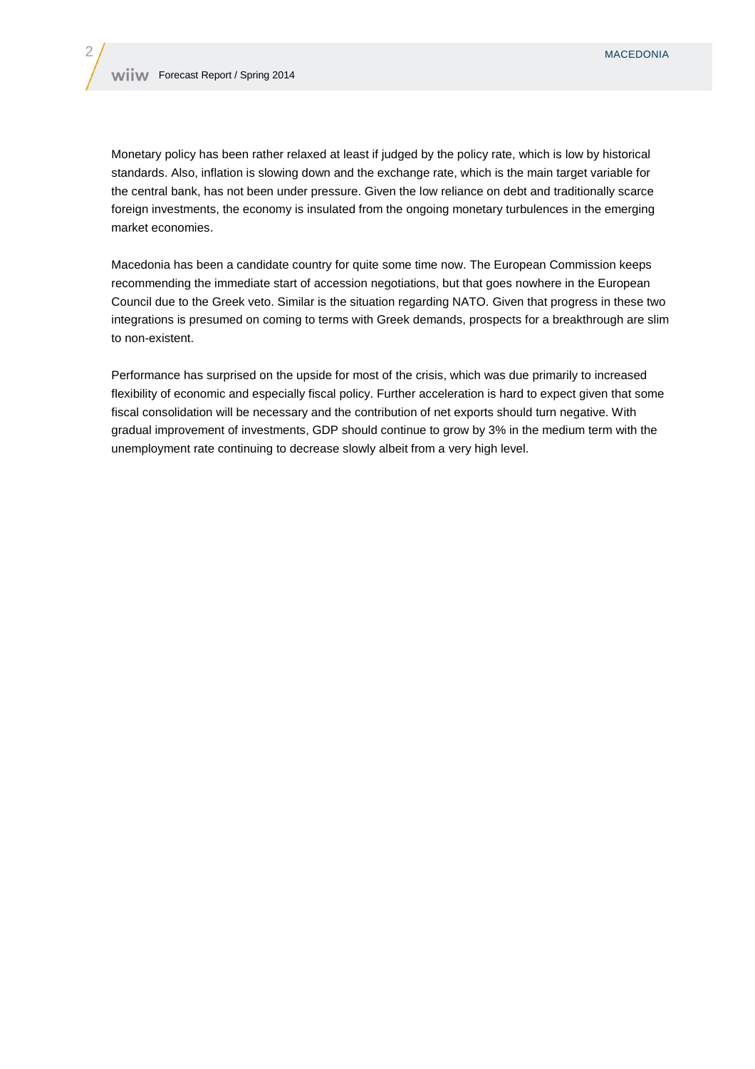Monetary policy has been rather relaxed at least if judged by the policy rate, which is low by historical standards. Also, inflation is slowing down and the exchange rate, which is the main target variable for the central bank, has not been under pressure. Given the low reliance on debt and traditionally scarce foreign investments, the economy is insulated from the ongoing monetary turbulences in the emerging market economies.

Macedonia has been a candidate country for quite some time now. The European Commission keeps recommending the immediate start of accession negotiations, but that goes nowhere in the European Council due to the Greek veto. Similar is the situation regarding NATO. Given that progress in these two integrations is presumed on coming to terms with Greek demands, prospects for a breakthrough are slim to non-existent.

Performance has surprised on the upside for most of the crisis, which was due primarily to increased flexibility of economic and especially fiscal policy. Further acceleration is hard to expect given that some fiscal consolidation will be necessary and the contribution of net exports should turn negative. With gradual improvement of investments, GDP should continue to grow by 3% in the medium term with the unemployment rate continuing to decrease slowly albeit from a very high level.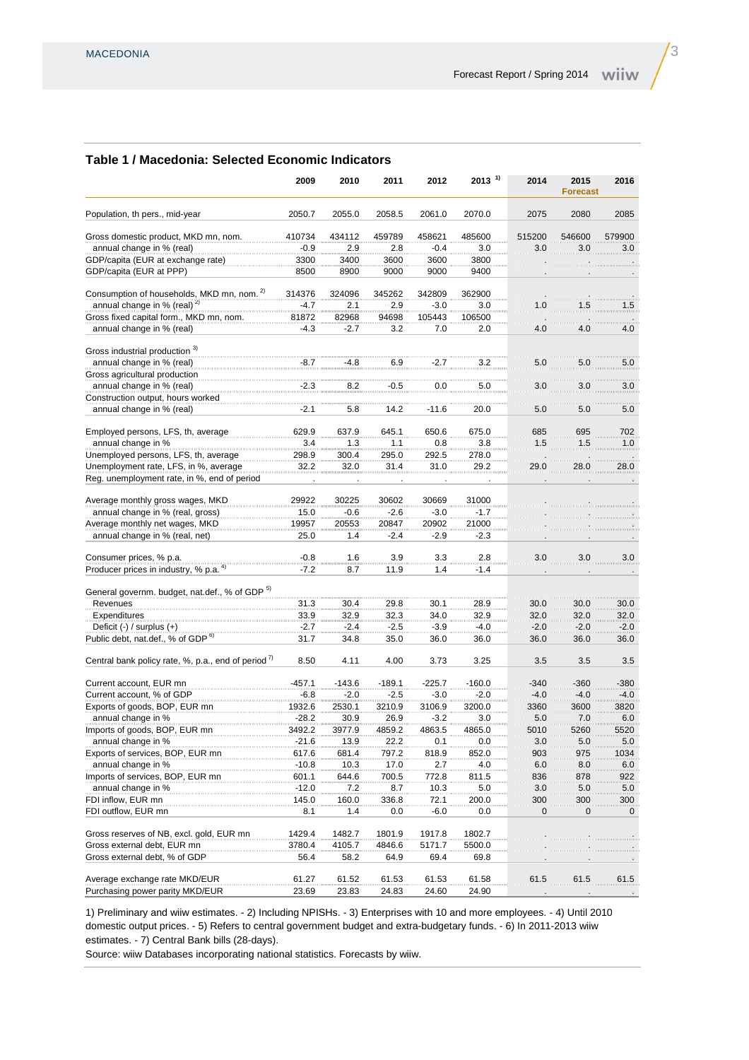## Table 1 / Macedonia: Selected Economic Indicators

| | 2009 | 2010 | 2011 | 2012 | 2013 [1] | 2014 | 2015 Forecast | 2016 |
|---|---|---|---|---|---|---|---|---|
| Population, th pers., mid-year | 2050.7 | 2055.0 | 2058.5 | 2061.0 | 2070.0 | 2075 | 2080 | 2085 |
| Gross domestic product, MKD mn, nom. | 410734 | 434112 | 459789 | 458621 | 485600 | 515200 | 546600 | 579900 |
| annual change in % (real) | -0.9 | 2.9 | 2.8 | -0.4 | 3.0 | 3.0 | 3.0 | 3.0 |
| GDP/capita (EUR at exchange rate) | 3300 | 3400 | 3600 | 3600 | 3800 | . | . | . |
| GDP/capita (EUR at PPP) | 8500 | 8900 | 9000 | 9000 | 9400 | . | . | . |
| Consumption of households, MKD mn, nom. [2] | 314376 | 324096 | 345262 | 342809 | 362900 | . | . | . |
| annual change in % (real) [2] | -4.7 | 2.1 | 2.9 | -3.0 | 3.0 | 1.0 | 1.5 | 1.5 |
| Gross fixed capital form., MKD mn, nom. | 81872 | 82968 | 94698 | 105443 | 106500 | . | . | . |
| annual change in % (real) | -4.3 | -2.7 | 3.2 | 7.0 | 2.0 | 4.0 | 4.0 | 4.0 |
| Gross industrial production [3] | | | | | | | | |
| annual change in % (real) | -8.7 | -4.8 | 6.9 | -2.7 | 3.2 | 5.0 | 5.0 | 5.0 |
| Gross agricultural production | | | | | | | | |
| annual change in % (real) | -2.3 | 8.2 | -0.5 | 0.0 | 5.0 | 3.0 | 3.0 | 3.0 |
| Construction output, hours worked | | | | | | | | |
| annual change in % (real) | -2.1 | 5.8 | 14.2 | -11.6 | 20.0 | 5.0 | 5.0 | 5.0 |
| Employed persons, LFS, th, average | 629.9 | 637.9 | 645.1 | 650.6 | 675.0 | 685 | 695 | 702 |
| annual change in % | 3.4 | 1.3 | 1.1 | 0.8 | 3.8 | 1.5 | 1.5 | 1.0 |
| Unemployed persons, LFS, th, average | 298.9 | 300.4 | 295.0 | 292.5 | 278.0 | . | . | . |
| Unemployment rate, LFS, in %, average | 32.2 | 32.0 | 31.4 | 31.0 | 29.2 | 29.0 | 28.0 | 28.0 |
| Reg. unemployment rate, in %, end of period | . | . | . | . | . | . | . | . |
| Average monthly gross wages, MKD | 29922 | 30225 | 30602 | 30669 | 31000 | . | . | . |
| annual change in % (real, gross) | 15.0 | -0.6 | -2.6 | -3.0 | -1.7 | . | . | . |
| Average monthly net wages, MKD | 19957 | 20553 | 20847 | 20902 | 21000 | . | . | . |
| annual change in % (real, net) | 25.0 | 1.4 | -2.4 | -2.9 | -2.3 | . | . | . |
| Consumer prices, % p.a. | -0.8 | 1.6 | 3.9 | 3.3 | 2.8 | 3.0 | 3.0 | 3.0 |
| Producer prices in industry, % p.a. [4] | -7.2 | 8.7 | 11.9 | 1.4 | -1.4 | . | . | . |
| General governm. budget, nat.def., % of GDP [5] | | | | | | | | |
| Revenues | 31.3 | 30.4 | 29.8 | 30.1 | 28.9 | 30.0 | 30.0 | 30.0 |
| Expenditures | 33.9 | 32.9 | 32.3 | 34.0 | 32.9 | 32.0 | 32.0 | 32.0 |
| Deficit (-) / surplus (+) | -2.7 | -2.4 | -2.5 | -3.9 | -4.0 | -2.0 | -2.0 | -2.0 |
| Public debt, nat.def., % of GDP [6] | 31.7 | 34.8 | 35.0 | 36.0 | 36.0 | 36.0 | 36.0 | 36.0 |
| Central bank policy rate, %, p.a., end of period [7] | 8.50 | 4.11 | 4.00 | 3.73 | 3.25 | 3.5 | 3.5 | 3.5 |
| Current account, EUR mn | -457.1 | -143.6 | -189.1 | -225.7 | -160.0 | -340 | -360 | -380 |
| Current account, % of GDP | -6.8 | -2.0 | -2.5 | -3.0 | -2.0 | -4.0 | -4.0 | -4.0 |
| Exports of goods, BOP, EUR mn | 1932.6 | 2530.1 | 3210.9 | 3106.9 | 3200.0 | 3360 | 3600 | 3820 |
| annual change in % | -28.2 | 30.9 | 26.9 | -3.2 | 3.0 | 5.0 | 7.0 | 6.0 |
| Imports of goods, BOP, EUR mn | 3492.2 | 3977.9 | 4859.2 | 4863.5 | 4865.0 | 5010 | 5260 | 5520 |
| annual change in % | -21.6 | 13.9 | 22.2 | 0.1 | 0.0 | 3.0 | 5.0 | 5.0 |
| Exports of services, BOP, EUR mn | 617.6 | 681.4 | 797.2 | 818.9 | 852.0 | 903 | 975 | 1034 |
| annual change in % | -10.8 | 10.3 | 17.0 | 2.7 | 4.0 | 6.0 | 8.0 | 6.0 |
| Imports of services, BOP, EUR mn | 601.1 | 644.6 | 700.5 | 772.8 | 811.5 | 836 | 878 | 922 |
| annual change in % | -12.0 | 7.2 | 8.7 | 10.3 | 5.0 | 3.0 | 5.0 | 5.0 |
| FDI inflow, EUR mn | 145.0 | 160.0 | 336.8 | 72.1 | 200.0 | 300 | 300 | 300 |
| FDI outflow, EUR mn | 8.1 | 1.4 | 0.0 | -6.0 | 0.0 | 0 | 0 | 0 |
| Gross reserves of NB, excl. gold, EUR mn | 1429.4 | 1482.7 | 1801.9 | 1917.8 | 1802.7 | . | . | . |
| Gross external debt, EUR mn | 3780.4 | 4105.7 | 4846.6 | 5171.7 | 5500.0 | . | . | . |
| Gross external debt, % of GDP | 56.4 | 58.2 | 64.9 | 69.4 | 69.8 | . | . | . |
| Average exchange rate MKD/EUR | 61.27 | 61.52 | 61.53 | 61.53 | 61.58 | 61.5 | 61.5 | 61.5 |
| Purchasing power parity MKD/EUR | 23.69 | 23.83 | 24.83 | 24.60 | 24.90 | . | . | . |

1) Preliminary and wiiw estimates. - 2) Including NPISHs. - 3) Enterprises with 10 and more employees. - 4) Until 2010 domestic output prices. - 5) Refers to central government budget and extra-budgetary funds. - 6) In 2011-2013 wiiw estimates. - 7) Central Bank bills (28-days).

Source: wiiw Databases incorporating national statistics. Forecasts by wiiw.